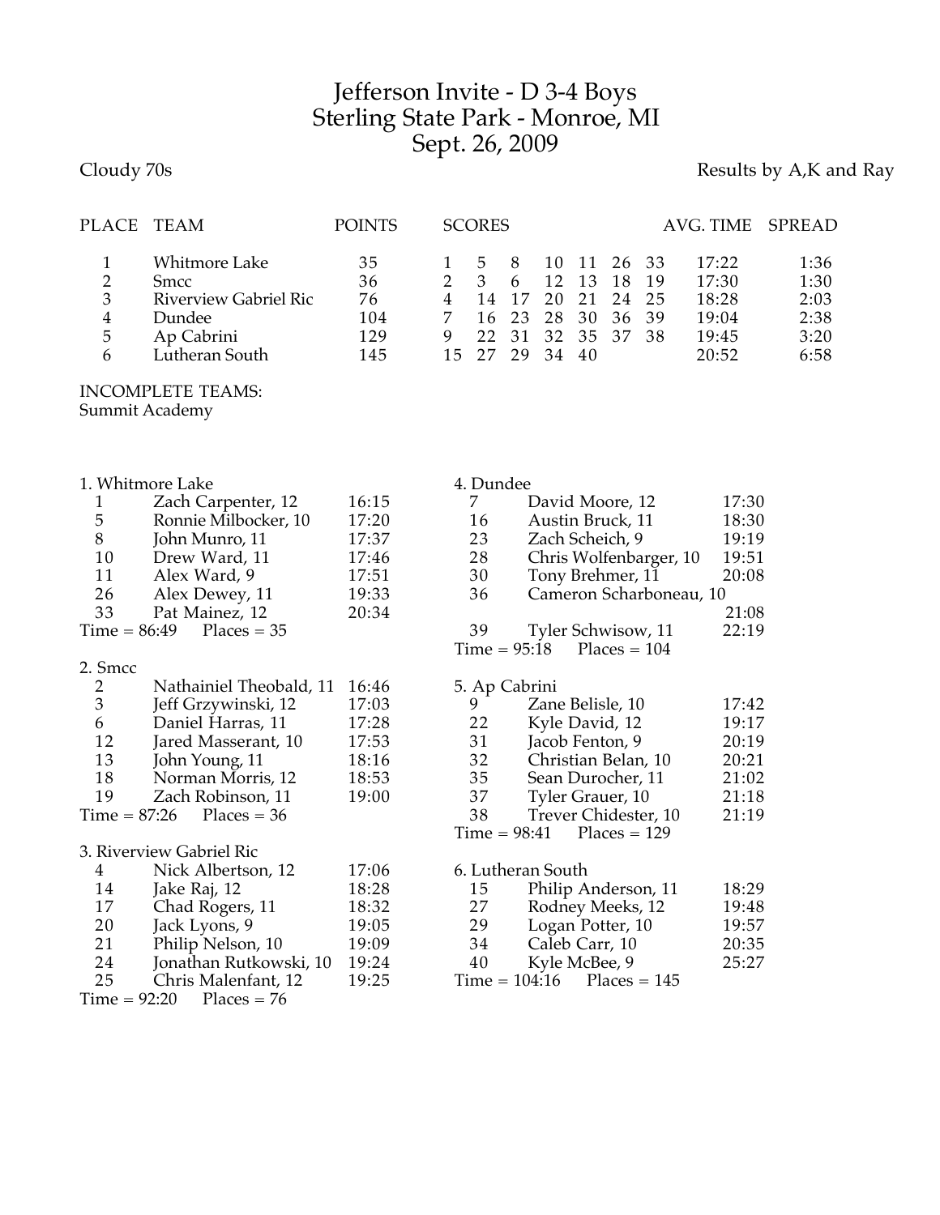# Jefferson Invite - D 3-4 Boys
## Sterling State Park - Monroe, MI
## Sept. 26, 2009

Cloudy 70s

Results by A,K and Ray

| PLACE | TEAM | POINTS | SCORES | | | | | | | AVG. TIME | SPREAD |
|---|---|---|---|---|---|---|---|---|---|---|---|
| 1 | Whitmore Lake | 35 | 1 | 5 | 8 | 10 | 11 | 26 | 33 | 17:22 | 1:36 |
| 2 | Smcc | 36 | 2 | 3 | 6 | 12 | 13 | 18 | 19 | 17:30 | 1:30 |
| 3 | Riverview Gabriel Ric | 76 | 4 | 14 | 17 | 20 | 21 | 24 | 25 | 18:28 | 2:03 |
| 4 | Dundee | 104 | 7 | 16 | 23 | 28 | 30 | 36 | 39 | 19:04 | 2:38 |
| 5 | Ap Cabrini | 129 | 9 | 22 | 31 | 32 | 35 | 37 | 38 | 19:45 | 3:20 |
| 6 | Lutheran South | 145 | 15 | 27 | 29 | 34 | 40 | | | 20:52 | 6:58 |

INCOMPLETE TEAMS:
Summit Academy

### 1. Whitmore Lake

| Place | Name | Time |
|---|---|---|
| 1 | Zach Carpenter, 12 | 16:15 |
| 5 | Ronnie Milbocker, 10 | 17:20 |
| 8 | John Munro, 11 | 17:37 |
| 10 | Drew Ward, 11 | 17:46 |
| 11 | Alex Ward, 9 | 17:51 |
| 26 | Alex Dewey, 11 | 19:33 |
| 33 | Pat Mainez, 12 | 20:34 |

Time = 86:49 Places = 35

### 2. Smcc

| Place | Name | Time |
|---|---|---|
| 2 | Nathainiel Theobald, 11 | 16:46 |
| 3 | Jeff Grzywinski, 12 | 17:03 |
| 6 | Daniel Harras, 11 | 17:28 |
| 12 | Jared Masserant, 10 | 17:53 |
| 13 | John Young, 11 | 18:16 |
| 18 | Norman Morris, 12 | 18:53 |
| 19 | Zach Robinson, 11 | 19:00 |

Time = 87:26 Places = 36

### 3. Riverview Gabriel Ric

| Place | Name | Time |
|---|---|---|
| 4 | Nick Albertson, 12 | 17:06 |
| 14 | Jake Raj, 12 | 18:28 |
| 17 | Chad Rogers, 11 | 18:32 |
| 20 | Jack Lyons, 9 | 19:05 |
| 21 | Philip Nelson, 10 | 19:09 |
| 24 | Jonathan Rutkowski, 10 | 19:24 |
| 25 | Chris Malenfant, 12 | 19:25 |

Time = 92:20 Places = 76

### 4. Dundee

| Place | Name | Time |
|---|---|---|
| 7 | David Moore, 12 | 17:30 |
| 16 | Austin Bruck, 11 | 18:30 |
| 23 | Zach Scheich, 9 | 19:19 |
| 28 | Chris Wolfenbarger, 10 | 19:51 |
| 30 | Tony Brehmer, 11 | 20:08 |
| 36 | Cameron Scharboneau, 10 | 21:08 |
| 39 | Tyler Schwisow, 11 | 22:19 |

Time = 95:18 Places = 104

### 5. Ap Cabrini

| Place | Name | Time |
|---|---|---|
| 9 | Zane Belisle, 10 | 17:42 |
| 22 | Kyle David, 12 | 19:17 |
| 31 | Jacob Fenton, 9 | 20:19 |
| 32 | Christian Belan, 10 | 20:21 |
| 35 | Sean Durocher, 11 | 21:02 |
| 37 | Tyler Grauer, 10 | 21:18 |
| 38 | Trever Chidester, 10 | 21:19 |

Time = 98:41 Places = 129

### 6. Lutheran South

| Place | Name | Time |
|---|---|---|
| 15 | Philip Anderson, 11 | 18:29 |
| 27 | Rodney Meeks, 12 | 19:48 |
| 29 | Logan Potter, 10 | 19:57 |
| 34 | Caleb Carr, 10 | 20:35 |
| 40 | Kyle McBee, 9 | 25:27 |

Time = 104:16 Places = 145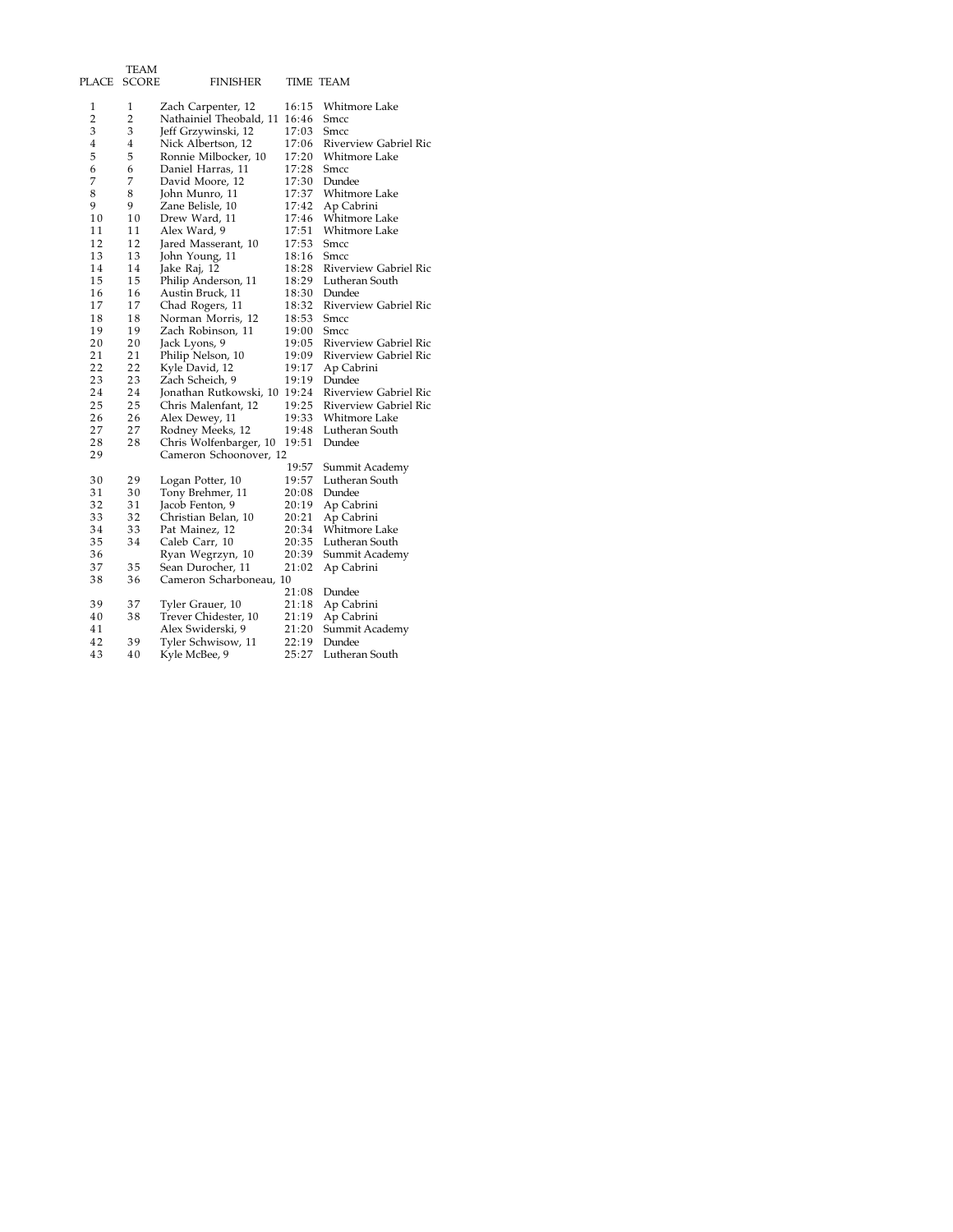| PLACE | TEAM SCORE | FINISHER | TIME | TEAM |
|---|---|---|---|---|
| 1 | 1 | Zach Carpenter, 12 | 16:15 | Whitmore Lake |
| 2 | 2 | Nathainiel Theobald, 11 | 16:46 | Smcc |
| 3 | 3 | Jeff Grzywinski, 12 | 17:03 | Smcc |
| 4 | 4 | Nick Albertson, 12 | 17:06 | Riverview Gabriel Ric |
| 5 | 5 | Ronnie Milbocker, 10 | 17:20 | Whitmore Lake |
| 6 | 6 | Daniel Harras, 11 | 17:28 | Smcc |
| 7 | 7 | David Moore, 12 | 17:30 | Dundee |
| 8 | 8 | John Munro, 11 | 17:37 | Whitmore Lake |
| 9 | 9 | Zane Belisle, 10 | 17:42 | Ap Cabrini |
| 10 | 10 | Drew Ward, 11 | 17:46 | Whitmore Lake |
| 11 | 11 | Alex Ward, 9 | 17:51 | Whitmore Lake |
| 12 | 12 | Jared Masserant, 10 | 17:53 | Smcc |
| 13 | 13 | John Young, 11 | 18:16 | Smcc |
| 14 | 14 | Jake Raj, 12 | 18:28 | Riverview Gabriel Ric |
| 15 | 15 | Philip Anderson, 11 | 18:29 | Lutheran South |
| 16 | 16 | Austin Bruck, 11 | 18:30 | Dundee |
| 17 | 17 | Chad Rogers, 11 | 18:32 | Riverview Gabriel Ric |
| 18 | 18 | Norman Morris, 12 | 18:53 | Smcc |
| 19 | 19 | Zach Robinson, 11 | 19:00 | Smcc |
| 20 | 20 | Jack Lyons, 9 | 19:05 | Riverview Gabriel Ric |
| 21 | 21 | Philip Nelson, 10 | 19:09 | Riverview Gabriel Ric |
| 22 | 22 | Kyle David, 12 | 19:17 | Ap Cabrini |
| 23 | 23 | Zach Scheich, 9 | 19:19 | Dundee |
| 24 | 24 | Jonathan Rutkowski, 10 | 19:24 | Riverview Gabriel Ric |
| 25 | 25 | Chris Malenfant, 12 | 19:25 | Riverview Gabriel Ric |
| 26 | 26 | Alex Dewey, 11 | 19:33 | Whitmore Lake |
| 27 | 27 | Rodney Meeks, 12 | 19:48 | Lutheran South |
| 28 | 28 | Chris Wolfenbarger, 10 | 19:51 | Dundee |
| 29 | | Cameron Schoonover, 12 | 19:57 | Summit Academy |
| 30 | 29 | Logan Potter, 10 | 19:57 | Lutheran South |
| 31 | 30 | Tony Brehmer, 11 | 20:08 | Dundee |
| 32 | 31 | Jacob Fenton, 9 | 20:19 | Ap Cabrini |
| 33 | 32 | Christian Belan, 10 | 20:21 | Ap Cabrini |
| 34 | 33 | Pat Mainez, 12 | 20:34 | Whitmore Lake |
| 35 | 34 | Caleb Carr, 10 | 20:35 | Lutheran South |
| 36 | | Ryan Wegrzyn, 10 | 20:39 | Summit Academy |
| 37 | 35 | Sean Durocher, 11 | 21:02 | Ap Cabrini |
| 38 | 36 | Cameron Scharboneau, 10 | 21:08 | Dundee |
| 39 | 37 | Tyler Grauer, 10 | 21:18 | Ap Cabrini |
| 40 | 38 | Trever Chidester, 10 | 21:19 | Ap Cabrini |
| 41 | | Alex Swiderski, 9 | 21:20 | Summit Academy |
| 42 | 39 | Tyler Schwisow, 11 | 22:19 | Dundee |
| 43 | 40 | Kyle McBee, 9 | 25:27 | Lutheran South |